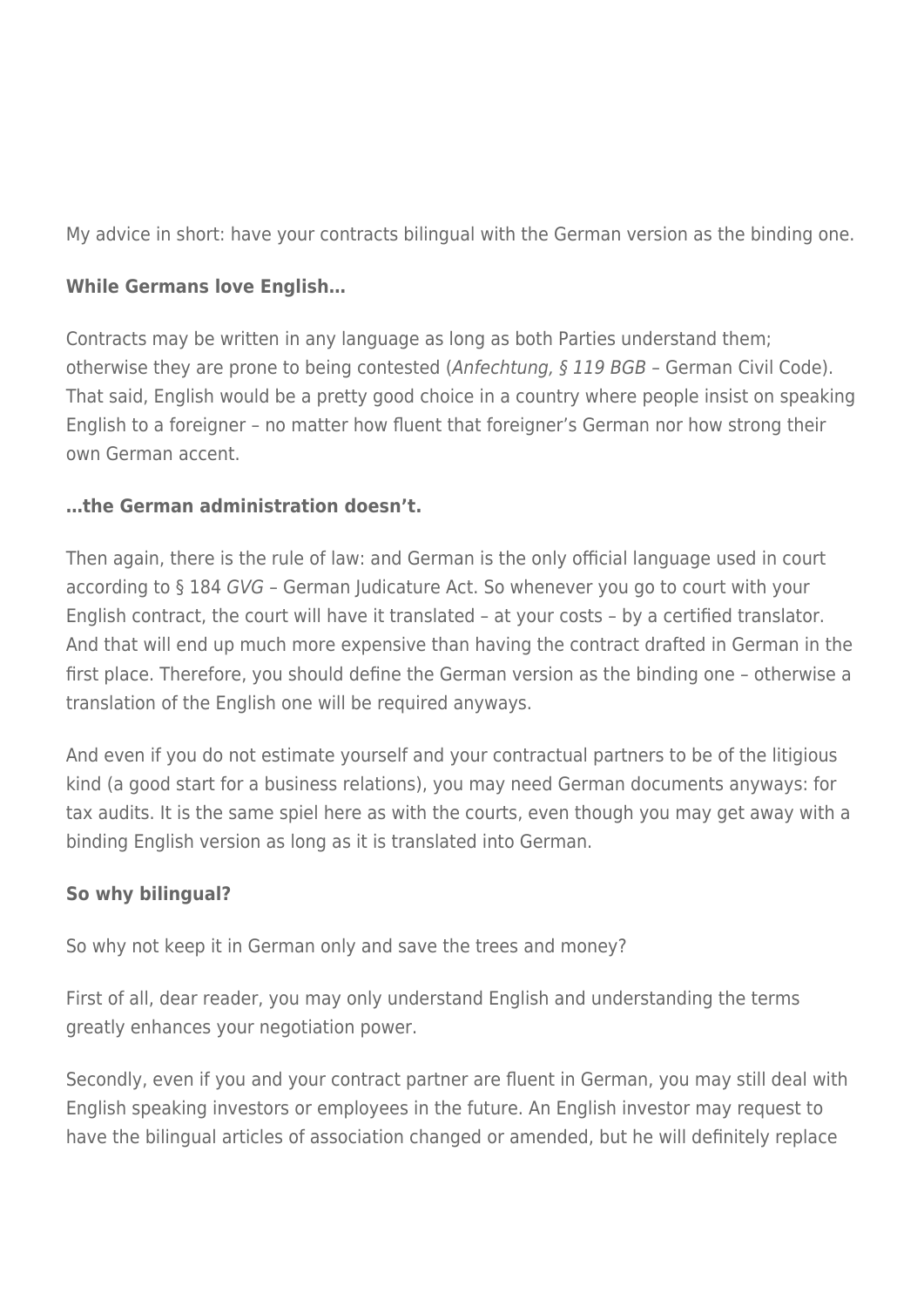My advice in short: have your contracts bilingual with the German version as the binding one.

**While Germans love English…**

Contracts may be written in any language as long as both Parties understand them; otherwise they are prone to being contested (*Anfechtung, § 119 BGB* – German Civil Code). That said, English would be a pretty good choice in a country where people insist on speaking English to a foreigner – no matter how fluent that foreigner's German nor how strong their own German accent.

**…the German administration doesn't.**

Then again, there is the rule of law: and German is the only official language used in court according to § 184 *GVG* – German Judicature Act. So whenever you go to court with your English contract, the court will have it translated – at your costs – by a certified translator. And that will end up much more expensive than having the contract drafted in German in the first place. Therefore, you should define the German version as the binding one – otherwise a translation of the English one will be required anyways.

And even if you do not estimate yourself and your contractual partners to be of the litigious kind (a good start for a business relations), you may need German documents anyways: for tax audits. It is the same spiel here as with the courts, even though you may get away with a binding English version as long as it is translated into German.

**So why bilingual?**

So why not keep it in German only and save the trees and money?

First of all, dear reader, you may only understand English and understanding the terms greatly enhances your negotiation power.

Secondly, even if you and your contract partner are fluent in German, you may still deal with English speaking investors or employees in the future. An English investor may request to have the bilingual articles of association changed or amended, but he will definitely replace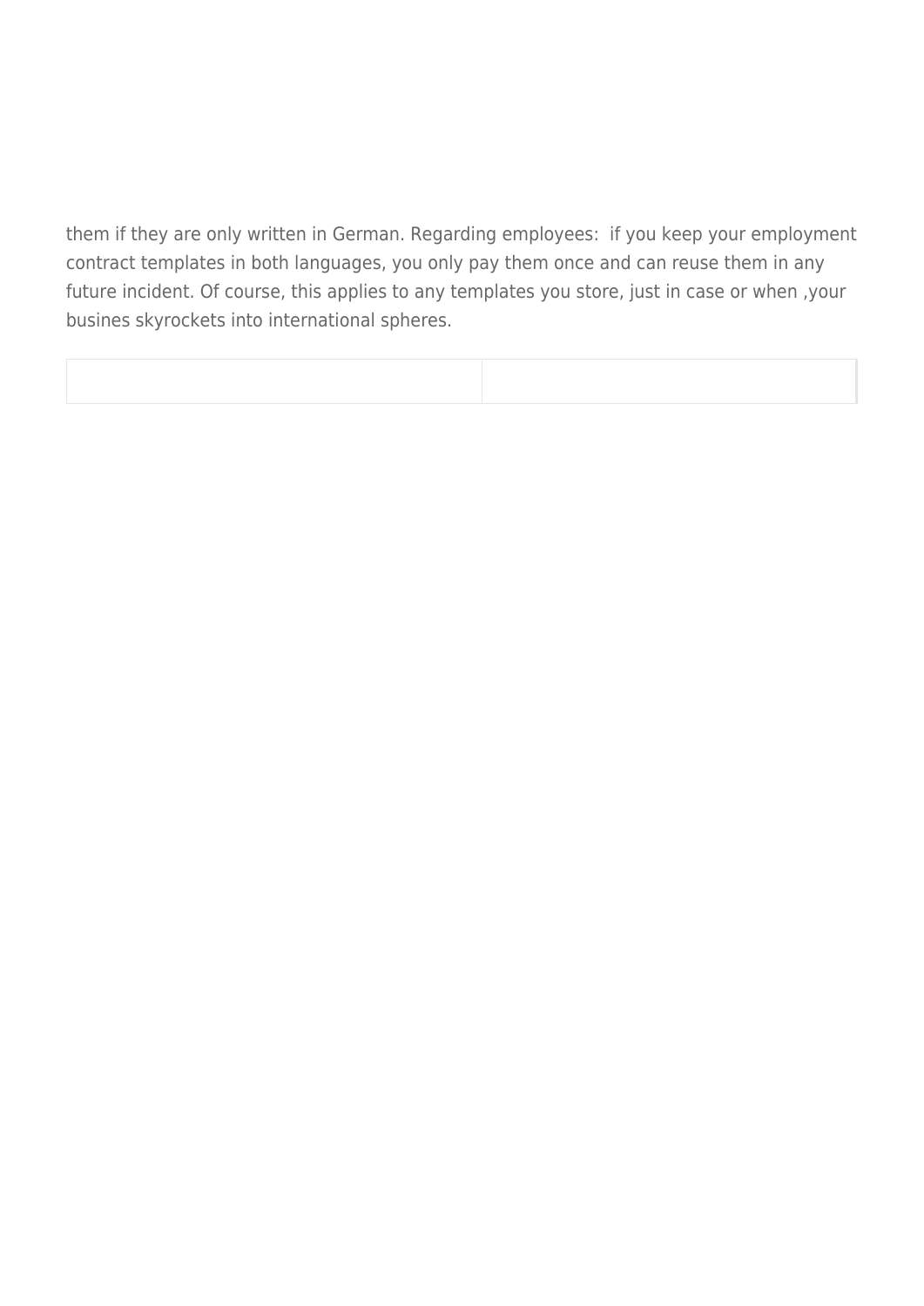them if they are only written in German. Regarding employees:  if you keep your employment contract templates in both languages, you only pay them once and can reuse them in any future incident. Of course, this applies to any templates you store, just in case or when ,your busines skyrockets into international spheres.

| | |
|---|---|